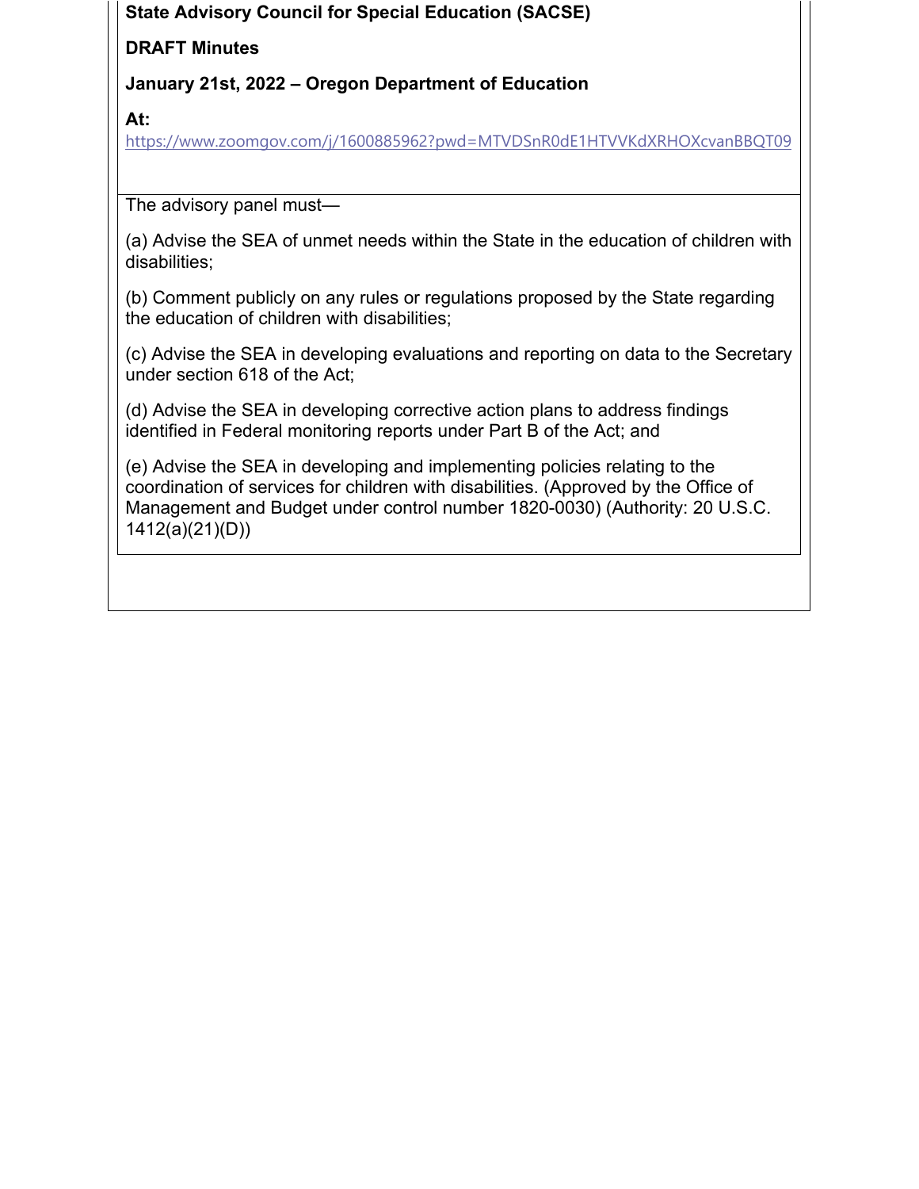**State Advisory Council for Special Education (SACSE)**

**DRAFT Minutes**

**January 21st, 2022 – Oregon Department of Education**

**At:**
https://www.zoomgov.com/j/1600885962?pwd=MTVDSnR0dE1HTVVKdXRHOXcvanBBQT09

The advisory panel must—

(a) Advise the SEA of unmet needs within the State in the education of children with disabilities;

(b) Comment publicly on any rules or regulations proposed by the State regarding the education of children with disabilities;

(c) Advise the SEA in developing evaluations and reporting on data to the Secretary under section 618 of the Act;

(d) Advise the SEA in developing corrective action plans to address findings identified in Federal monitoring reports under Part B of the Act; and

(e) Advise the SEA in developing and implementing policies relating to the coordination of services for children with disabilities. (Approved by the Office of Management and Budget under control number 1820-0030) (Authority: 20 U.S.C. 1412(a)(21)(D))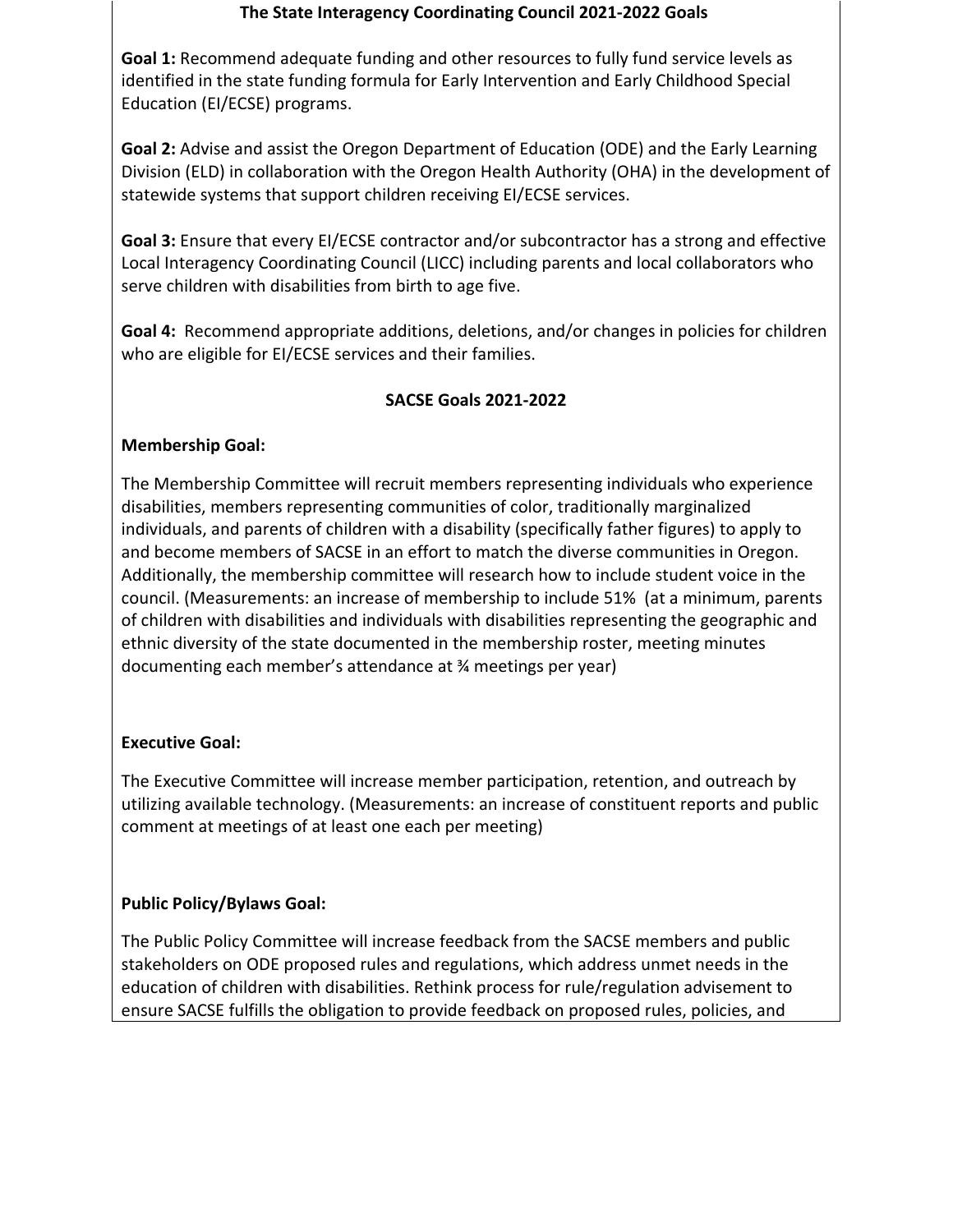**The State Interagency Coordinating Council 2021-2022 Goals**

**Goal 1:** Recommend adequate funding and other resources to fully fund service levels as identified in the state funding formula for Early Intervention and Early Childhood Special Education (EI/ECSE) programs.

**Goal 2:** Advise and assist the Oregon Department of Education (ODE) and the Early Learning Division (ELD) in collaboration with the Oregon Health Authority (OHA) in the development of statewide systems that support children receiving EI/ECSE services.

**Goal 3:** Ensure that every EI/ECSE contractor and/or subcontractor has a strong and effective Local Interagency Coordinating Council (LICC) including parents and local collaborators who serve children with disabilities from birth to age five.

**Goal 4:** Recommend appropriate additions, deletions, and/or changes in policies for children who are eligible for EI/ECSE services and their families.

**SACSE Goals 2021-2022**

**Membership Goal:**

The Membership Committee will recruit members representing individuals who experience disabilities, members representing communities of color, traditionally marginalized individuals, and parents of children with a disability (specifically father figures) to apply to and become members of SACSE in an effort to match the diverse communities in Oregon. Additionally, the membership committee will research how to include student voice in the council. (Measurements: an increase of membership to include 51% (at a minimum, parents of children with disabilities and individuals with disabilities representing the geographic and ethnic diversity of the state documented in the membership roster, meeting minutes documenting each member's attendance at ¾ meetings per year)

**Executive Goal:**

The Executive Committee will increase member participation, retention, and outreach by utilizing available technology. (Measurements: an increase of constituent reports and public comment at meetings of at least one each per meeting)

**Public Policy/Bylaws Goal:**

The Public Policy Committee will increase feedback from the SACSE members and public stakeholders on ODE proposed rules and regulations, which address unmet needs in the education of children with disabilities. Rethink process for rule/regulation advisement to ensure SACSE fulfills the obligation to provide feedback on proposed rules, policies, and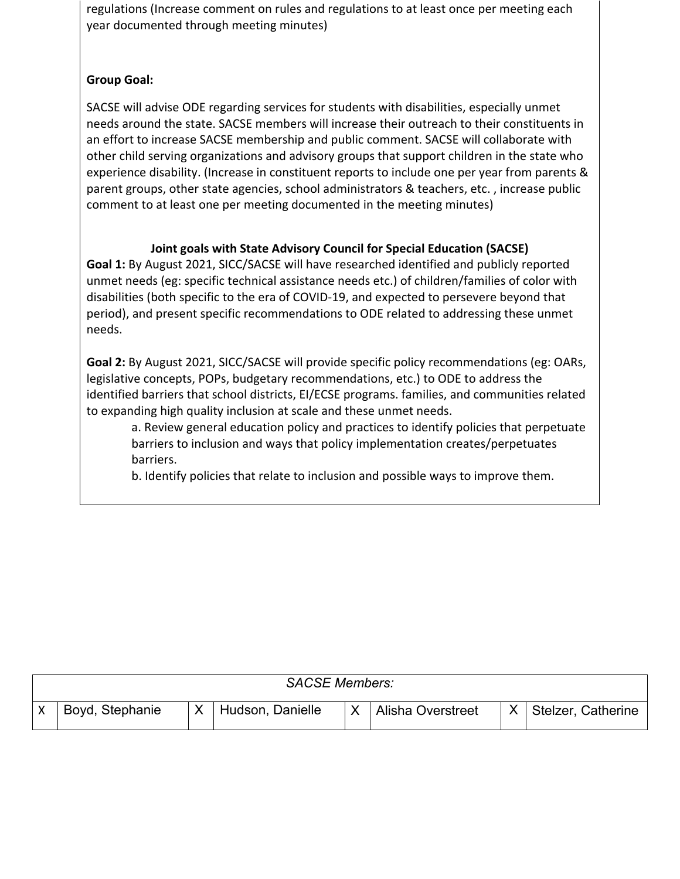regulations (Increase comment on rules and regulations to at least once per meeting each year documented through meeting minutes)

**Group Goal:**

SACSE will advise ODE regarding services for students with disabilities, especially unmet needs around the state. SACSE members will increase their outreach to their constituents in an effort to increase SACSE membership and public comment. SACSE will collaborate with other child serving organizations and advisory groups that support children in the state who experience disability. (Increase in constituent reports to include one per year from parents & parent groups, other state agencies, school administrators & teachers, etc. , increase public comment to at least one per meeting documented in the meeting minutes)

**Joint goals with State Advisory Council for Special Education (SACSE)**

**Goal 1:** By August 2021, SICC/SACSE will have researched identified and publicly reported unmet needs (eg: specific technical assistance needs etc.) of children/families of color with disabilities (both specific to the era of COVID-19, and expected to persevere beyond that period), and present specific recommendations to ODE related to addressing these unmet needs.

**Goal 2:** By August 2021, SICC/SACSE will provide specific policy recommendations (eg: OARs, legislative concepts, POPs, budgetary recommendations, etc.) to ODE to address the identified barriers that school districts, EI/ECSE programs. families, and communities related to expanding high quality inclusion at scale and these unmet needs.

a. Review general education policy and practices to identify policies that perpetuate barriers to inclusion and ways that policy implementation creates/perpetuates barriers.

b. Identify policies that relate to inclusion and possible ways to improve them.

| *SACSE Members:* | | | | | | | |
|---|---|---|---|---|---|---|---|
| X | Boyd, Stephanie | X | Hudson, Danielle | X | Alisha Overstreet | X | Stelzer, Catherine |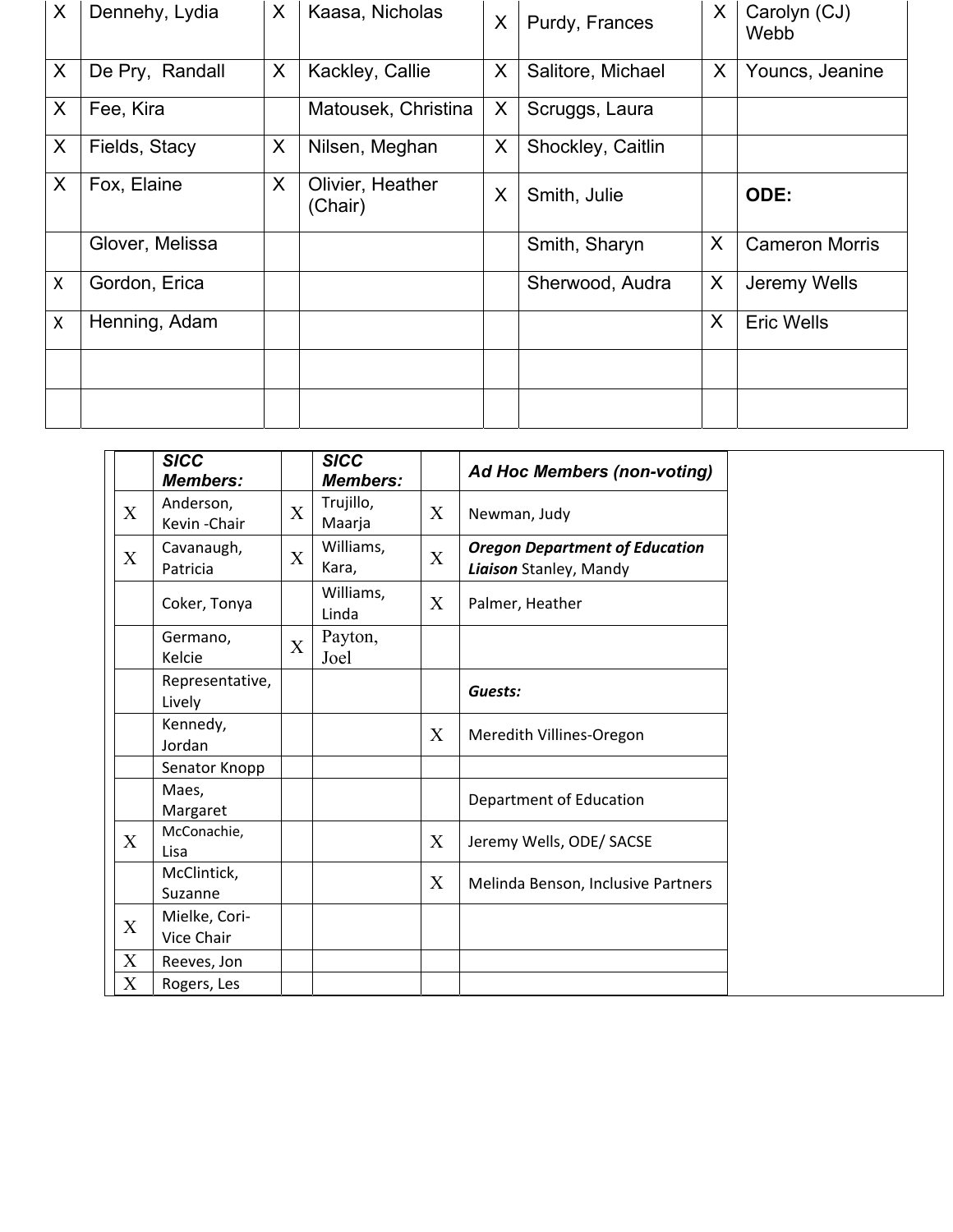| | | | | | | | |
|---|---|---|---|---|---|---|---|
| X | Dennehy, Lydia | X | Kaasa, Nicholas | X | Purdy, Frances | X | Carolyn (CJ) Webb |
| X | De Pry, Randall | X | Kackley, Callie | X | Salitore, Michael | X | Youncs, Jeanine |
| X | Fee, Kira | | Matousek, Christina | X | Scruggs, Laura | | |
| X | Fields, Stacy | X | Nilsen, Meghan | X | Shockley, Caitlin | | |
| X | Fox, Elaine | X | Olivier, Heather (Chair) | X | Smith, Julie | | **ODE:** |
| | Glover, Melissa | | | | Smith, Sharyn | X | Cameron Morris |
| X | Gordon, Erica | | | | Sherwood, Audra | X | Jeremy Wells |
| X | Henning, Adam | | | | | X | Eric Wells |
| | | | | | | | |
| | | | | | | | |

| | ***SICC Members:*** | | ***SICC Members:*** | | ***Ad Hoc Members (non-voting)*** |
|---|---|---|---|---|---|
| X | Anderson, Kevin -Chair | X | Trujillo, Maarja | X | Newman, Judy |
| X | Cavanaugh, Patricia | X | Williams, Kara, | X | ***Oregon Department of Education Liaison*** Stanley, Mandy |
| | Coker, Tonya | | Williams, Linda | X | Palmer, Heather |
| | Germano, Kelcie | X | Payton, Joel | | |
| | Representative, Lively | | | | ***Guests:*** |
| | Kennedy, Jordan | | | X | Meredith Villines-Oregon |
| | Senator Knopp | | | | |
| | Maes, Margaret | | | | Department of Education |
| X | McConachie, Lisa | | | X | Jeremy Wells, ODE/ SACSE |
| | McClintick, Suzanne | | | X | Melinda Benson, Inclusive Partners |
| X | Mielke, Cori-Vice Chair | | | | |
| X | Reeves, Jon | | | | |
| X | Rogers, Les | | | | |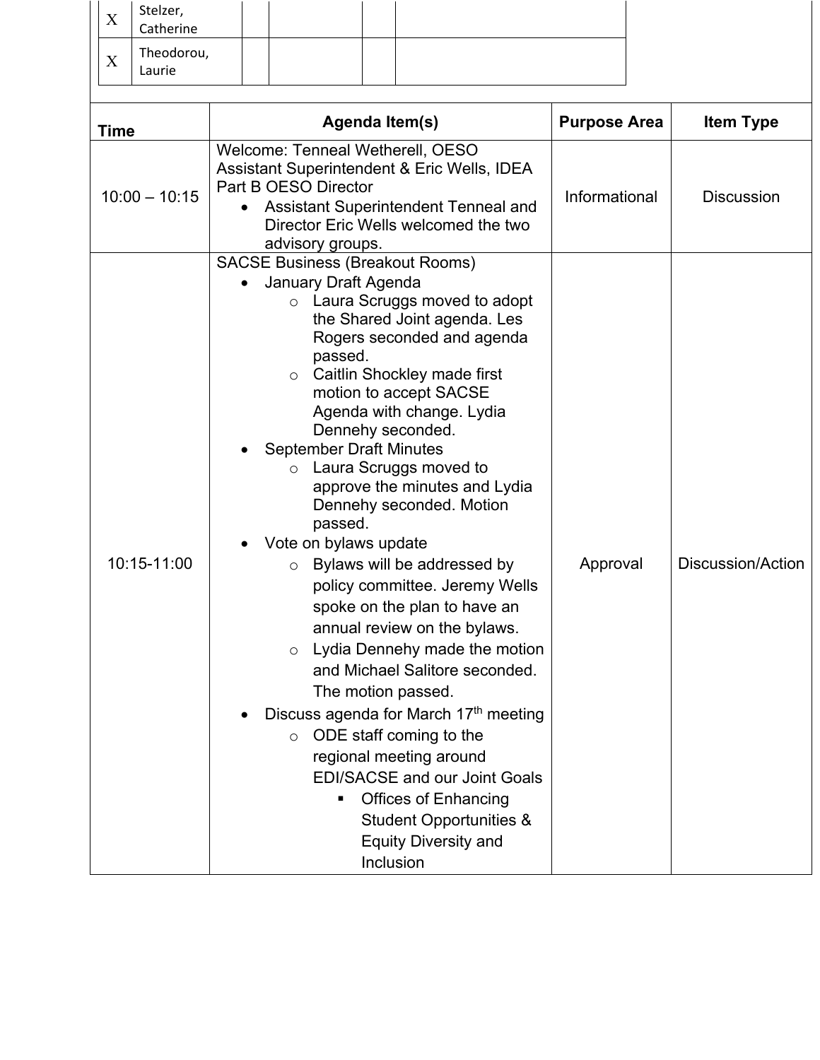| | | | | | |
|---|---|---|---|---|---|
| X | Stelzer, Catherine | | | | |
| X | Theodorou, Laurie | | | | |

| Time | Agenda Item(s) | Purpose Area | Item Type |
|---|---|---|---|
| 10:00 – 10:15 | Welcome: Tenneal Wetherell, OESO Assistant Superintendent & Eric Wells, IDEA Part B OESO Director<br>• Assistant Superintendent Tenneal and Director Eric Wells welcomed the two advisory groups. | Informational | Discussion |
| 10:15-11:00 | SACSE Business (Breakout Rooms)<br>• January Draft Agenda<br>  ○ Laura Scruggs moved to adopt the Shared Joint agenda. Les Rogers seconded and agenda passed.<br>  ○ Caitlin Shockley made first motion to accept SACSE Agenda with change. Lydia Dennehy seconded.<br>• September Draft Minutes<br>  ○ Laura Scruggs moved to approve the minutes and Lydia Dennehy seconded. Motion passed.<br>• Vote on bylaws update<br>  ○ Bylaws will be addressed by policy committee. Jeremy Wells spoke on the plan to have an annual review on the bylaws.<br>  ○ Lydia Dennehy made the motion and Michael Salitore seconded. The motion passed.<br>• Discuss agenda for March 17th meeting<br>  ○ ODE staff coming to the regional meeting around EDI/SACSE and our Joint Goals<br>    ▪ Offices of Enhancing Student Opportunities & Equity Diversity and Inclusion | Approval | Discussion/Action |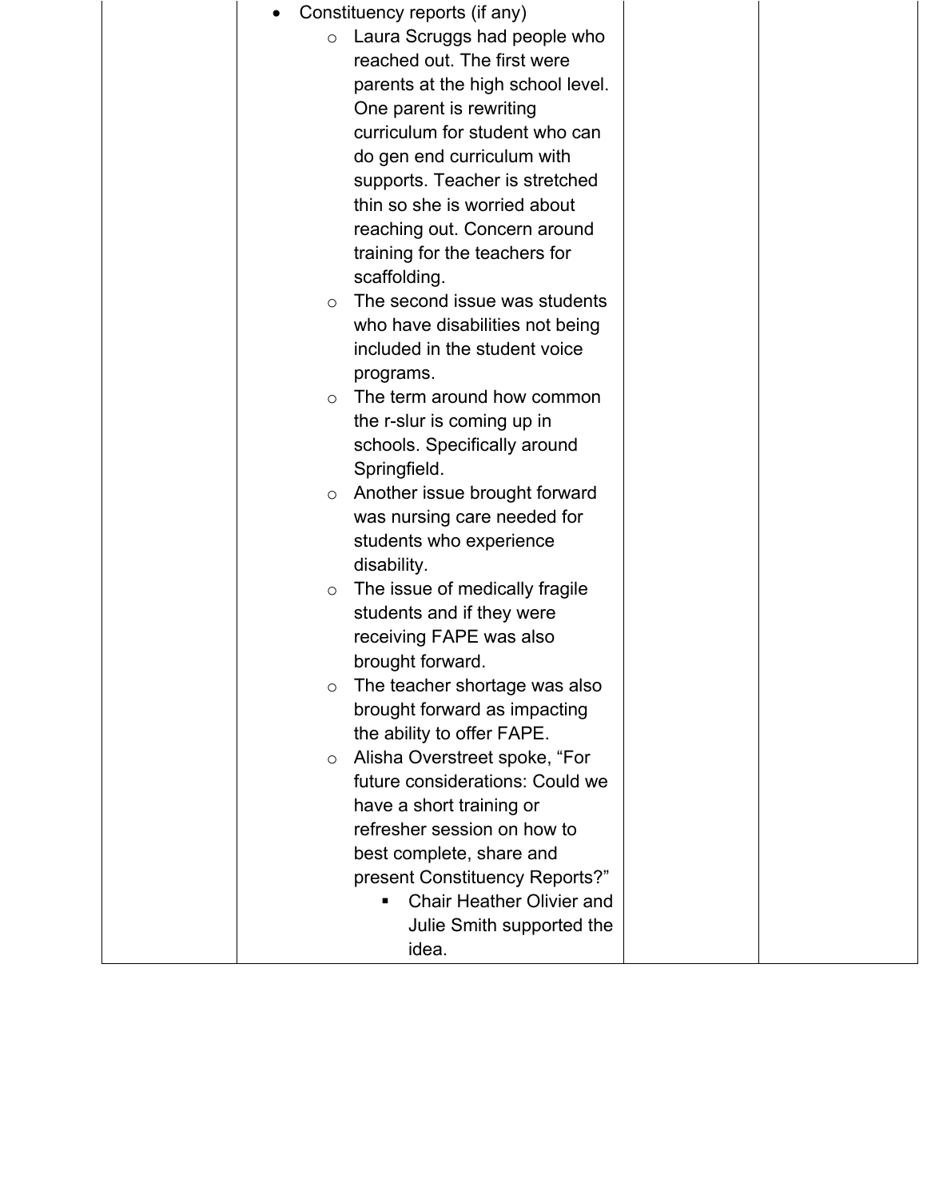| | | | |
|---|---|---|---|
| | • Constituency reports (if any)<br>  ○ Laura Scruggs had people who reached out. The first were parents at the high school level. One parent is rewriting curriculum for student who can do gen end curriculum with supports. Teacher is stretched thin so she is worried about reaching out. Concern around training for the teachers for scaffolding.<br>  ○ The second issue was students who have disabilities not being included in the student voice programs.<br>  ○ The term around how common the r-slur is coming up in schools. Specifically around Springfield.<br>  ○ Another issue brought forward was nursing care needed for students who experience disability.<br>  ○ The issue of medically fragile students and if they were receiving FAPE was also brought forward.<br>  ○ The teacher shortage was also brought forward as impacting the ability to offer FAPE.<br>  ○ Alisha Overstreet spoke, "For future considerations: Could we have a short training or refresher session on how to best complete, share and present Constituency Reports?"<br>    ▪ Chair Heather Olivier and Julie Smith supported the idea. | | |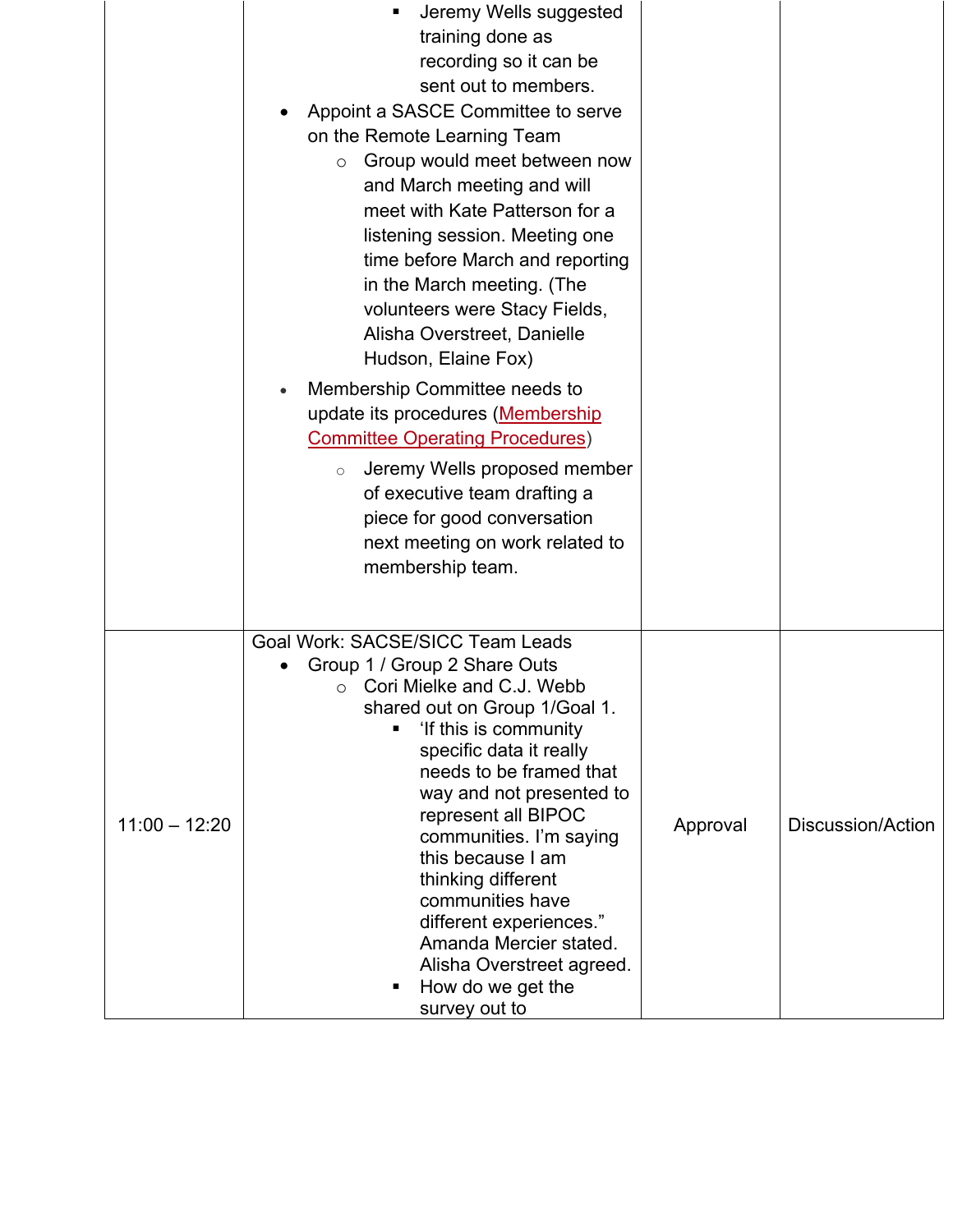| | | | |
|---|---|---|---|
| | ▪ Jeremy Wells suggested training done as recording so it can be sent out to members.<br>• Appoint a SASCE Committee to serve on the Remote Learning Team<br>  ○ Group would meet between now and March meeting and will meet with Kate Patterson for a listening session. Meeting one time before March and reporting in the March meeting. (The volunteers were Stacy Fields, Alisha Overstreet, Danielle Hudson, Elaine Fox)<br>• Membership Committee needs to update its procedures (Membership Committee Operating Procedures)<br>  ○ Jeremy Wells proposed member of executive team drafting a piece for good conversation next meeting on work related to membership team. | | |
| 11:00 – 12:20 | Goal Work: SACSE/SICC Team Leads<br>• Group 1 / Group 2 Share Outs<br>  ○ Cori Mielke and C.J. Webb shared out on Group 1/Goal 1.<br>    ▪ 'If this is community specific data it really needs to be framed that way and not presented to represent all BIPOC communities. I'm saying this because I am thinking different communities have different experiences." Amanda Mercier stated. Alisha Overstreet agreed.<br>    ▪ How do we get the survey out to | Approval | Discussion/Action |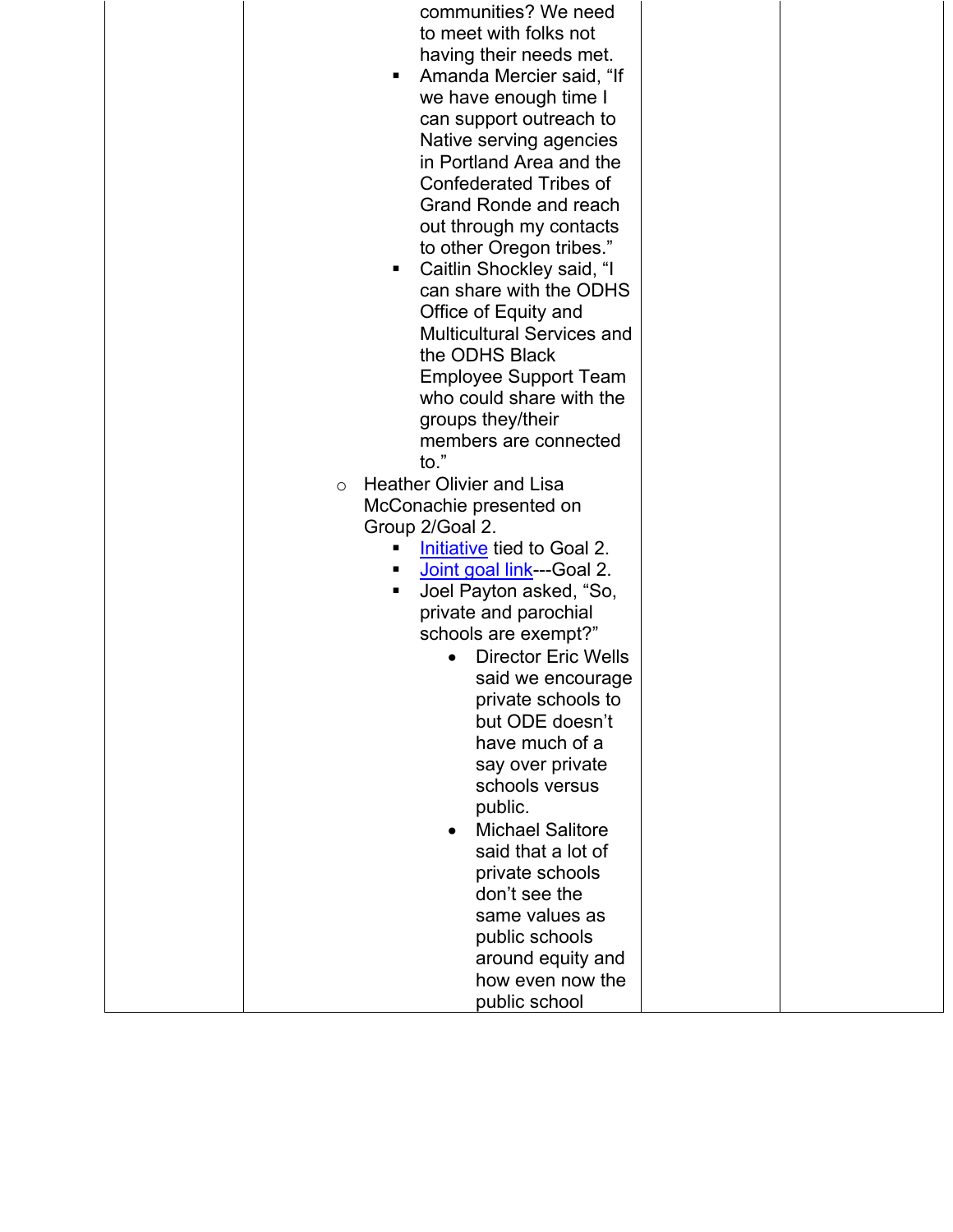| | | | |
|---|---|---|---|
| | communities? We need to meet with folks not having their needs met.<br>▪ Amanda Mercier said, "If we have enough time I can support outreach to Native serving agencies in Portland Area and the Confederated Tribes of Grand Ronde and reach out through my contacts to other Oregon tribes."<br>▪ Caitlin Shockley said, "I can share with the ODHS Office of Equity and Multicultural Services and the ODHS Black Employee Support Team who could share with the groups they/their members are connected to."<br>○ Heather Olivier and Lisa McConachie presented on Group 2/Goal 2.<br>▪ Initiative tied to Goal 2.<br>▪ Joint goal link---Goal 2.<br>▪ Joel Payton asked, "So, private and parochial schools are exempt?"<br>• Director Eric Wells said we encourage private schools to but ODE doesn't have much of a say over private schools versus public.<br>• Michael Salitore said that a lot of private schools don't see the same values as public schools around equity and how even now the public school | | |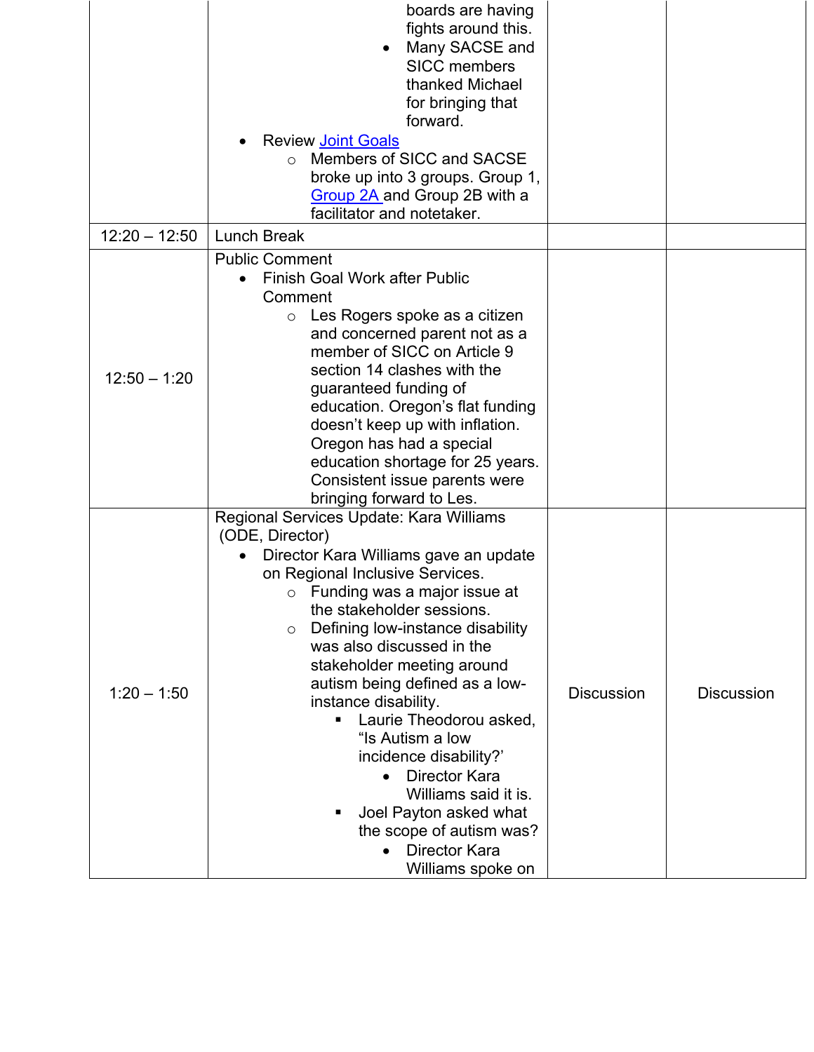| | | | |
|---|---|---|---|
| | boards are having fights around this.<br>• Many SACSE and SICC members thanked Michael for bringing that forward.<br>• Review [Joint Goals]<br>  ○ Members of SICC and SACSE broke up into 3 groups. Group 1, [Group 2A] and Group 2B with a facilitator and notetaker. | | |
| 12:20 – 12:50 | Lunch Break | | |
| 12:50 – 1:20 | Public Comment<br>• Finish Goal Work after Public Comment<br>  ○ Les Rogers spoke as a citizen and concerned parent not as a member of SICC on Article 9 section 14 clashes with the guaranteed funding of education. Oregon's flat funding doesn't keep up with inflation. Oregon has had a special education shortage for 25 years. Consistent issue parents were bringing forward to Les. | | |
| 1:20 – 1:50 | Regional Services Update: Kara Williams (ODE, Director)<br>• Director Kara Williams gave an update on Regional Inclusive Services.<br>  ○ Funding was a major issue at the stakeholder sessions.<br>  ○ Defining low-instance disability was also discussed in the stakeholder meeting around autism being defined as a low-instance disability.<br>    ▪ Laurie Theodorou asked, "Is Autism a low incidence disability?'<br>      • Director Kara Williams said it is.<br>    ▪ Joel Payton asked what the scope of autism was?<br>      • Director Kara Williams spoke on | Discussion | Discussion |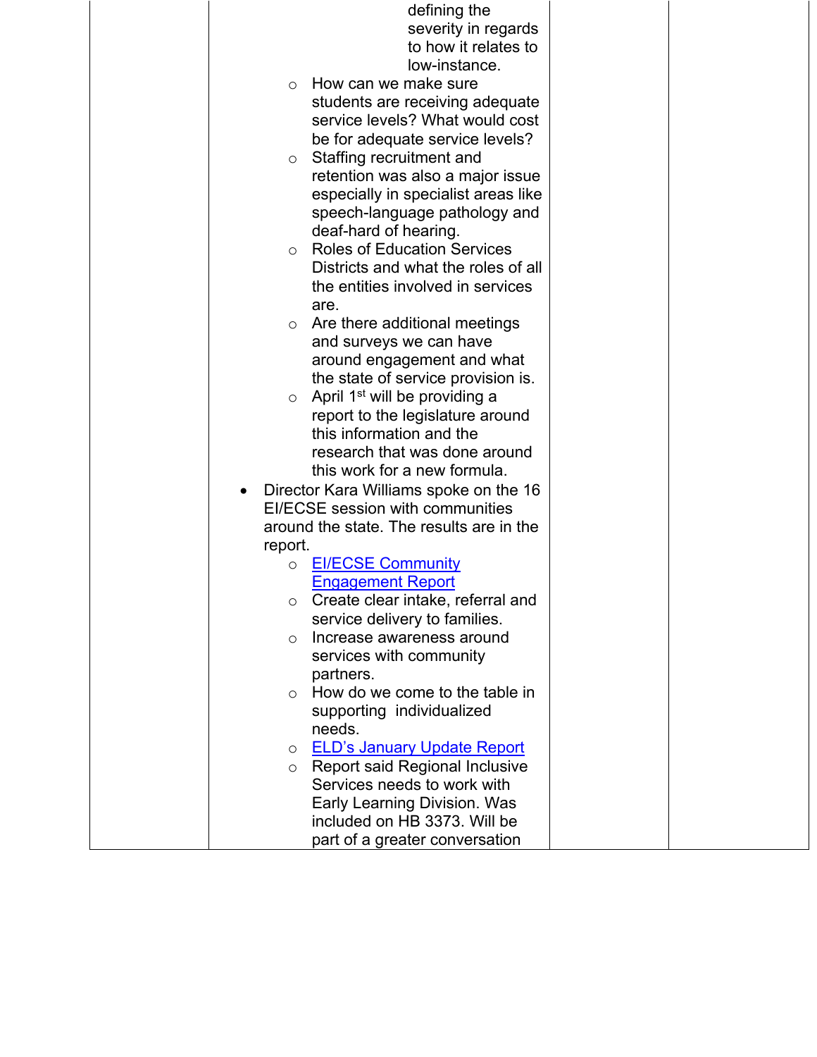| | | | |
|---|---|---|---|
| | defining the severity in regards to how it relates to low-instance.<br>◦ How can we make sure students are receiving adequate service levels? What would cost be for adequate service levels?<br>◦ Staffing recruitment and retention was also a major issue especially in specialist areas like speech-language pathology and deaf-hard of hearing.<br>◦ Roles of Education Services Districts and what the roles of all the entities involved in services are.<br>◦ Are there additional meetings and surveys we can have around engagement and what the state of service provision is.<br>◦ April 1st will be providing a report to the legislature around this information and the research that was done around this work for a new formula.<br>• Director Kara Williams spoke on the 16 EI/ECSE session with communities around the state. The results are in the report.<br>◦ EI/ECSE Community Engagement Report<br>◦ Create clear intake, referral and service delivery to families.<br>◦ Increase awareness around services with community partners.<br>◦ How do we come to the table in supporting individualized needs.<br>◦ ELD's January Update Report<br>◦ Report said Regional Inclusive Services needs to work with Early Learning Division. Was included on HB 3373. Will be part of a greater conversation | | |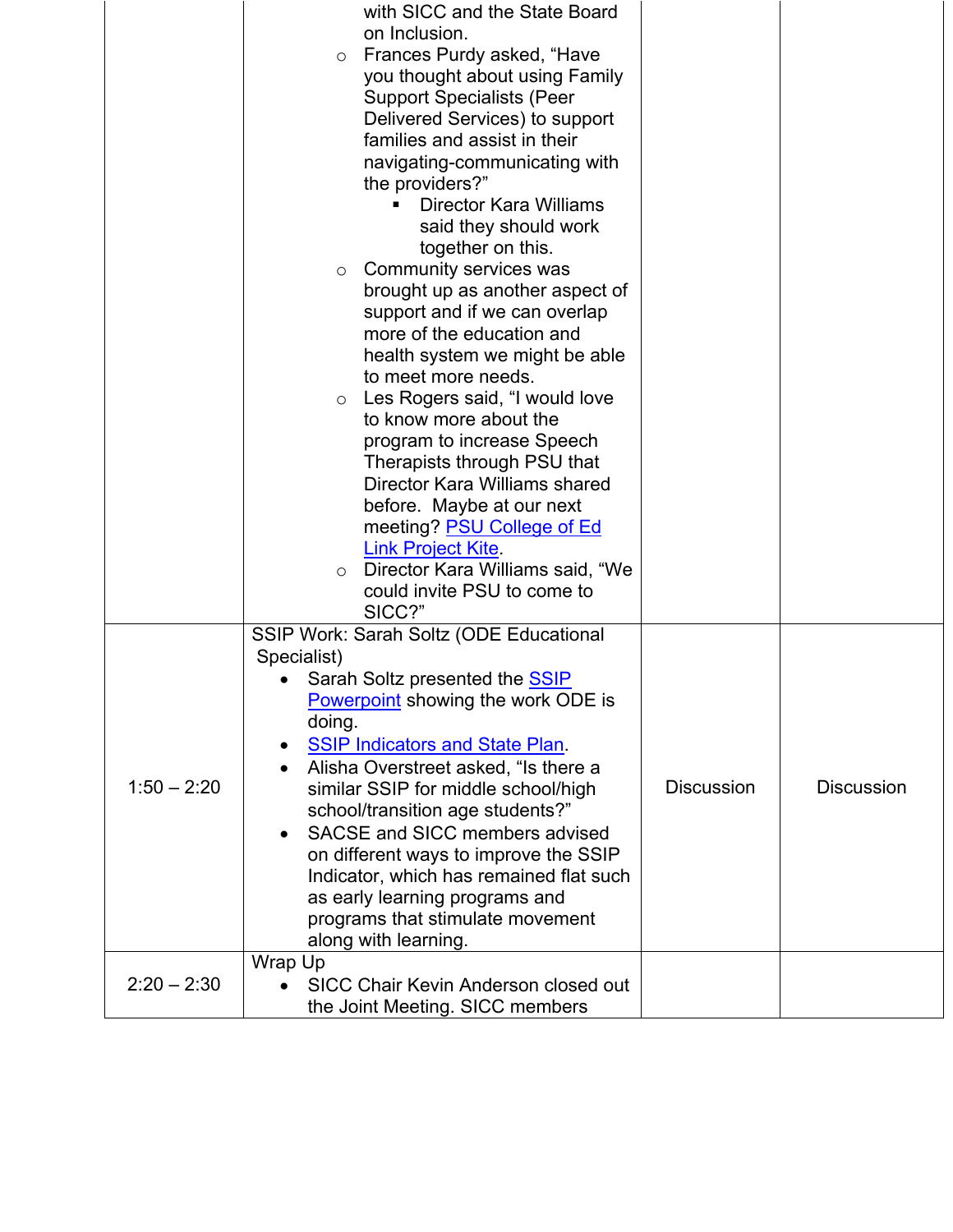| | | | |
|---|---|---|---|
| | with SICC and the State Board on Inclusion.<br>○ Frances Purdy asked, "Have you thought about using Family Support Specialists (Peer Delivered Services) to support families and assist in their navigating-communicating with the providers?"<br>  ▪ Director Kara Williams said they should work together on this.<br>○ Community services was brought up as another aspect of support and if we can overlap more of the education and health system we might be able to meet more needs.<br>○ Les Rogers said, "I would love to know more about the program to increase Speech Therapists through PSU that Director Kara Williams shared before. Maybe at our next meeting? PSU College of Ed Link Project Kite.<br>○ Director Kara Williams said, "We could invite PSU to come to SICC?" | | |
| 1:50 – 2:20 | SSIP Work: Sarah Soltz (ODE Educational Specialist)<br>• Sarah Soltz presented the SSIP Powerpoint showing the work ODE is doing.<br>• SSIP Indicators and State Plan.<br>• Alisha Overstreet asked, "Is there a similar SSIP for middle school/high school/transition age students?"<br>• SACSE and SICC members advised on different ways to improve the SSIP Indicator, which has remained flat such as early learning programs and programs that stimulate movement along with learning. | Discussion | Discussion |
| 2:20 – 2:30 | Wrap Up<br>• SICC Chair Kevin Anderson closed out the Joint Meeting. SICC members | | |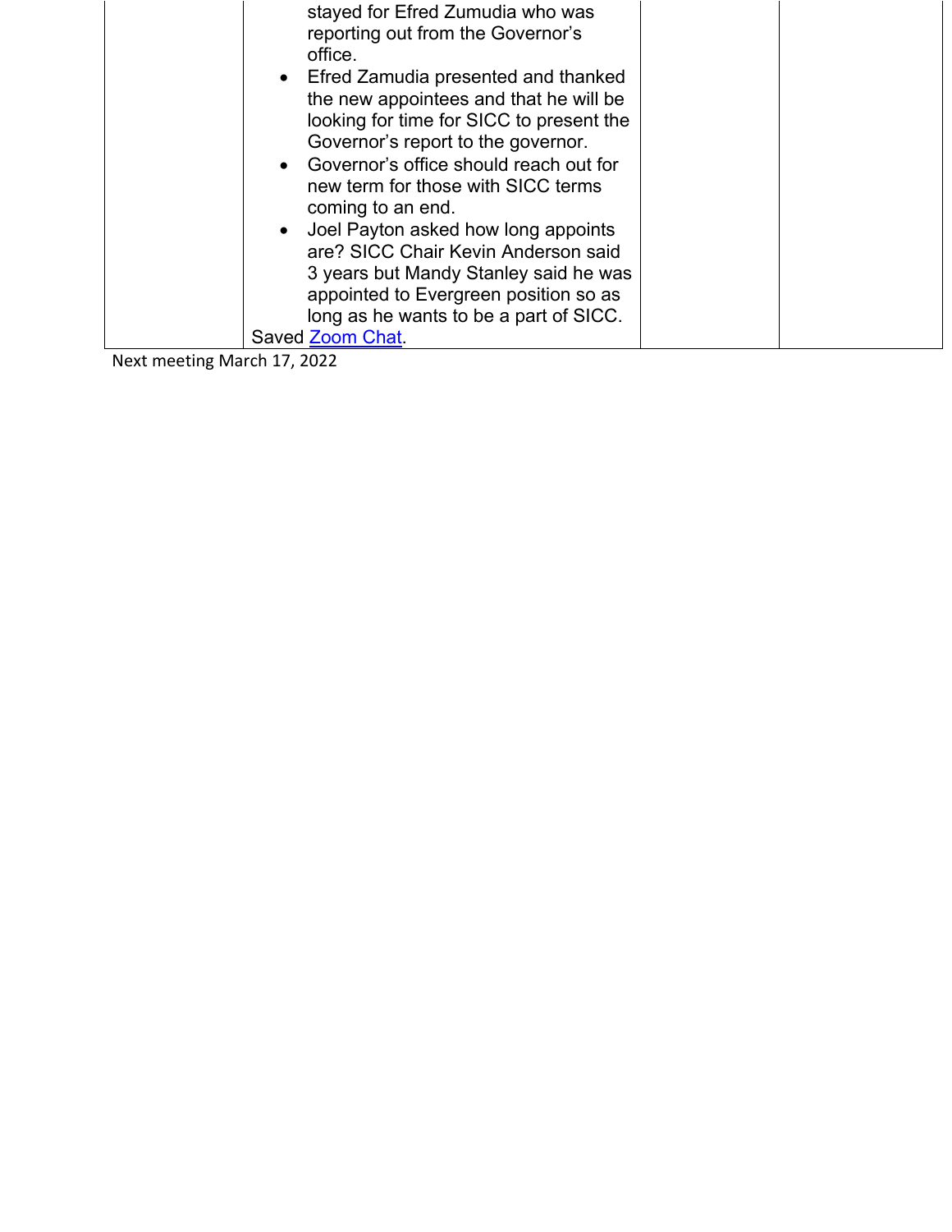| | | | |
|---|---|---|---|
| | stayed for Efred Zumudia who was reporting out from the Governor's office.<br>• Efred Zamudia presented and thanked the new appointees and that he will be looking for time for SICC to present the Governor's report to the governor.<br>• Governor's office should reach out for new term for those with SICC terms coming to an end.<br>• Joel Payton asked how long appoints are? SICC Chair Kevin Anderson said 3 years but Mandy Stanley said he was appointed to Evergreen position so as long as he wants to be a part of SICC.<br>Saved [Zoom Chat]. | | |

Next meeting March 17, 2022